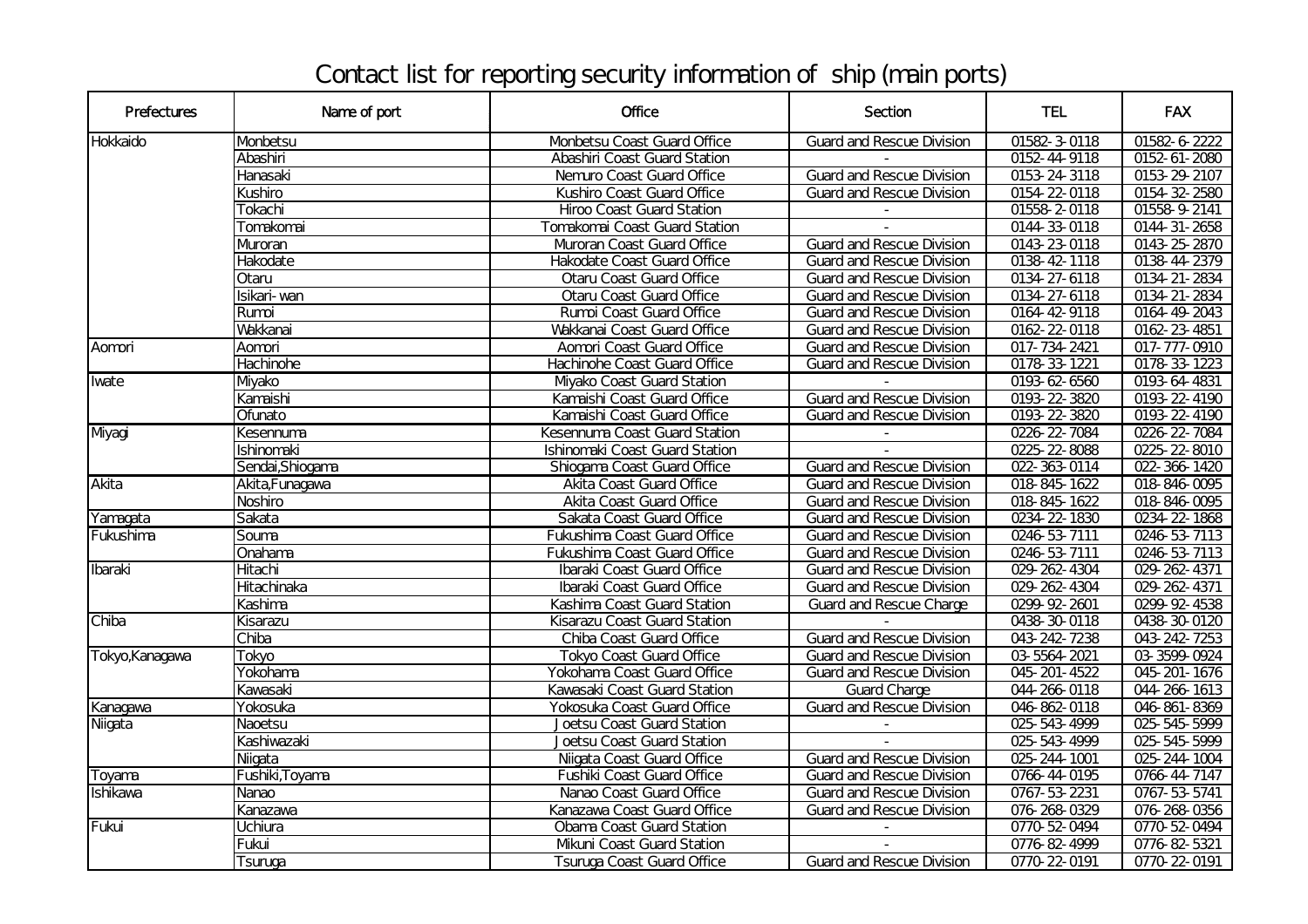# Contact list for reporting security information of ship (main ports)

| Prefectures | Name of port | Office | Section | TEL | FAX |
|---|---|---|---|---|---|
| Hokkaido | Monbetsu | Monbetsu Coast Guard Office | Guard and Rescue Division | 01582-3-0118 | 01582-6-2222 |
| | Abashiri | Abashiri Coast Guard Station | - | 0152-44-9118 | 0152-61-2080 |
| | Hanasaki | Nemuro Coast Guard Office | Guard and Rescue Division | 0153-24-3118 | 0153-29-2107 |
| | Kushiro | Kushiro Coast Guard Office | Guard and Rescue Division | 0154-22-0118 | 0154-32-2580 |
| | Tokachi | Hiroo Coast Guard Station | - | 01558-2-0118 | 01558-9-2141 |
| | Tomakomai | Tomakomai Coast Guard Station | - | 0144-33-0118 | 0144-31-2658 |
| | Muroran | Muroran Coast Guard Office | Guard and Rescue Division | 0143-23-0118 | 0143-25-2870 |
| | Hakodate | Hakodate Coast Guard Office | Guard and Rescue Division | 0138-42-1118 | 0138-44-2379 |
| | Otaru | Otaru Coast Guard Office | Guard and Rescue Division | 0134-27-6118 | 0134-21-2834 |
| | Isikari-wan | Otaru Coast Guard Office | Guard and Rescue Division | 0134-27-6118 | 0134-21-2834 |
| | Rumoi | Rumoi Coast Guard Office | Guard and Rescue Division | 0164-42-9118 | 0164-49-2043 |
| | Wakkanai | Wakkanai Coast Guard Office | Guard and Rescue Division | 0162-22-0118 | 0162-23-4851 |
| Aomori | Aomori | Aomori Coast Guard Office | Guard and Rescue Division | 017-734-2421 | 017-777-0910 |
| | Hachinohe | Hachinohe Coast Guard Office | Guard and Rescue Division | 0178-33-1221 | 0178-33-1223 |
| Iwate | Miyako | Miyako Coast Guard Station | - | 0193-62-6560 | 0193-64-4831 |
| | Kamaishi | Kamaishi Coast Guard Office | Guard and Rescue Division | 0193-22-3820 | 0193-22-4190 |
| | Ofunato | Kamaishi Coast Guard Office | Guard and Rescue Division | 0193-22-3820 | 0193-22-4190 |
| Miyagi | Kesennuma | Kesennuma Coast Guard Station | - | 0226-22-7084 | 0226-22-7084 |
| | Ishinomaki | Ishinomaki Coast Guard Station | - | 0225-22-8088 | 0225-22-8010 |
| | Sendai,Shiogama | Shiogama Coast Guard Office | Guard and Rescue Division | 022-363-0114 | 022-366-1420 |
| Akita | Akita,Funagawa | Akita Coast Guard Office | Guard and Rescue Division | 018-845-1622 | 018-846-0095 |
| | Noshiro | Akita Coast Guard Office | Guard and Rescue Division | 018-845-1622 | 018-846-0095 |
| Yamagata | Sakata | Sakata Coast Guard Office | Guard and Rescue Division | 0234-22-1830 | 0234-22-1868 |
| Fukushima | Souma | Fukushima Coast Guard Office | Guard and Rescue Division | 0246-53-7111 | 0246-53-7113 |
| | Onahama | Fukushima Coast Guard Office | Guard and Rescue Division | 0246-53-7111 | 0246-53-7113 |
| Ibaraki | Hitachi | Ibaraki Coast Guard Office | Guard and Rescue Division | 029-262-4304 | 029-262-4371 |
| | Hitachinaka | Ibaraki Coast Guard Office | Guard and Rescue Division | 029-262-4304 | 029-262-4371 |
| | Kashima | Kashima Coast Guard Station | Guard and Rescue Charge | 0299-92-2601 | 0299-92-4538 |
| Chiba | Kisarazu | Kisarazu Coast Guard Station | - | 0438-30-0118 | 0438-30-0120 |
| | Chiba | Chiba Coast Guard Office | Guard and Rescue Division | 043-242-7238 | 043-242-7253 |
| Tokyo,Kanagawa | Tokyo | Tokyo Coast Guard Office | Guard and Rescue Division | 03-5564-2021 | 03-3599-0924 |
| | Yokohama | Yokohama Coast Guard Office | Guard and Rescue Division | 045-201-4522 | 045-201-1676 |
| | Kawasaki | Kawasaki Coast Guard Station | Guard Charge | 044-266-0118 | 044-266-1613 |
| Kanagawa | Yokosuka | Yokosuka Coast Guard Office | Guard and Rescue Division | 046-862-0118 | 046-861-8369 |
| Niigata | Naoetsu | Joetsu Coast Guard Station | - | 025-543-4999 | 025-545-5999 |
| | Kashiwazaki | Joetsu Coast Guard Station | - | 025-543-4999 | 025-545-5999 |
| | Niigata | Niigata Coast Guard Office | Guard and Rescue Division | 025-244-1001 | 025-244-1004 |
| Toyama | Fushiki,Toyama | Fushiki Coast Guard Office | Guard and Rescue Division | 0766-44-0195 | 0766-44-7147 |
| Ishikawa | Nanao | Nanao Coast Guard Office | Guard and Rescue Division | 0767-53-2231 | 0767-53-5741 |
| | Kanazawa | Kanazawa Coast Guard Office | Guard and Rescue Division | 076-268-0329 | 076-268-0356 |
| Fukui | Uchiura | Obama Coast Guard Station | - | 0770-52-0494 | 0770-52-0494 |
| | Fukui | Mikuni Coast Guard Station | - | 0776-82-4999 | 0776-82-5321 |
| | Tsuruga | Tsuruga Coast Guard Office | Guard and Rescue Division | 0770-22-0191 | 0770-22-0191 |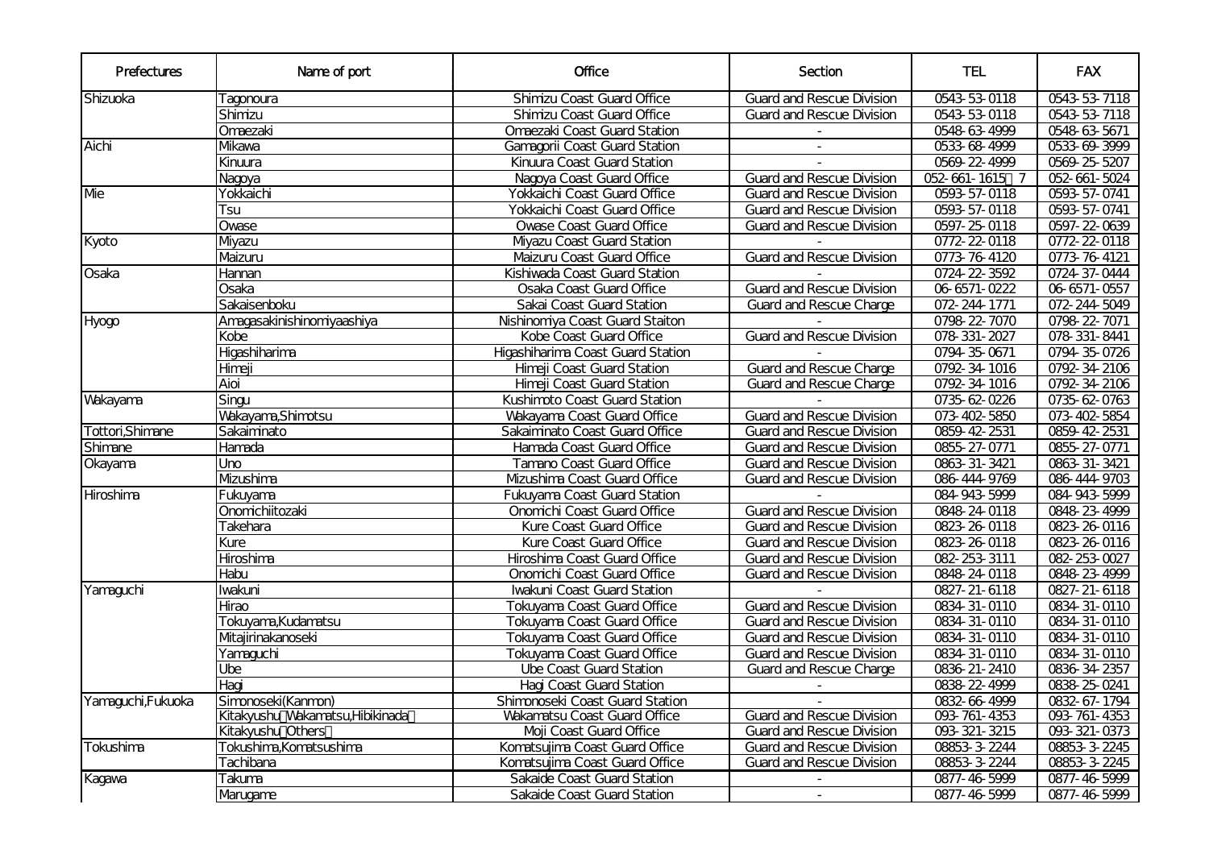| Prefectures | Name of port | Office | Section | TEL | FAX |
| --- | --- | --- | --- | --- | --- |
| Shizuoka | Tagonoura | Shimizu Coast Guard Office | Guard and Rescue Division | 0543-53-0118 | 0543-53-7118 |
| | Shimizu | Shimizu Coast Guard Office | Guard and Rescue Division | 0543-53-0118 | 0543-53-7118 |
| | Omaezaki | Omaezaki Coast Guard Station | - | 0548-63-4999 | 0548-63-5671 |
| Aichi | Mikawa | Gamagorii Coast Guard Station | - | 0533-68-4999 | 0533-69-3999 |
| | Kinuura | Kinuura Coast Guard Station | - | 0569-22-4999 | 0569-25-5207 |
| | Nagoya | Nagoya Coast Guard Office | Guard and Rescue Division | 052-661-1615 7 | 052-661-5024 |
| Mie | Yokkaichi | Yokkaichi Coast Guard Office | Guard and Rescue Division | 0593-57-0118 | 0593-57-0741 |
| | Tsu | Yokkaichi Coast Guard Office | Guard and Rescue Division | 0593-57-0118 | 0593-57-0741 |
| | Owase | Owase Coast Guard Office | Guard and Rescue Division | 0597-25-0118 | 0597-22-0639 |
| Kyoto | Miyazu | Miyazu Coast Guard Station | - | 0772-22-0118 | 0772-22-0118 |
| | Maizuru | Maizuru Coast Guard Office | Guard and Rescue Division | 0773-76-4120 | 0773-76-4121 |
| Osaka | Hannan | Kishiwada Coast Guard Station | - | 0724-22-3592 | 0724-37-0444 |
| | Osaka | Osaka Coast Guard Office | Guard and Rescue Division | 06-6571-0222 | 06-6571-0557 |
| | Sakaisenboku | Sakai Coast Guard Station | Guard and Rescue Charge | 072-244-1771 | 072-244-5049 |
| Hyogo | Amagasakinishinomiyaashiya | Nishinomiya Coast Guard Staiton | - | 0798-22-7070 | 0798-22-7071 |
| | Kobe | Kobe Coast Guard Office | Guard and Rescue Division | 078-331-2027 | 078-331-8441 |
| | Higashiharima | Higashiharima Coast Guard Station | - | 0794-35-0671 | 0794-35-0726 |
| | Himeji | Himeji Coast Guard Station | Guard and Rescue Charge | 0792-34-1016 | 0792-34-2106 |
| | Aioi | Himeji Coast Guard Station | Guard and Rescue Charge | 0792-34-1016 | 0792-34-2106 |
| Wakayama | Singu | Kushimoto Coast Guard Station | - | 0735-62-0226 | 0735-62-0763 |
| | Wakayama,Shimotsu | Wakayama Coast Guard Office | Guard and Rescue Division | 073-402-5850 | 073-402-5854 |
| Tottori,Shimane | Sakaiminato | Sakaiminato Coast Guard Office | Guard and Rescue Division | 0859-42-2531 | 0859-42-2531 |
| Shimane | Hamada | Hamada Coast Guard Office | Guard and Rescue Division | 0855-27-0771 | 0855-27-0771 |
| Okayama | Uno | Tamano Coast Guard Office | Guard and Rescue Division | 0863-31-3421 | 0863-31-3421 |
| | Mizushima | Mizushima Coast Guard Office | Guard and Rescue Division | 086-444-9769 | 086-444-9703 |
| Hiroshima | Fukuyama | Fukuyama Coast Guard Station | - | 084-943-5999 | 084-943-5999 |
| | Onomichiitozaki | Onomichi Coast Guard Office | Guard and Rescue Division | 0848-24-0118 | 0848-23-4999 |
| | Takehara | Kure Coast Guard Office | Guard and Rescue Division | 0823-26-0118 | 0823-26-0116 |
| | Kure | Kure Coast Guard Office | Guard and Rescue Division | 0823-26-0118 | 0823-26-0116 |
| | Hiroshima | Hiroshima Coast Guard Office | Guard and Rescue Division | 082-253-3111 | 082-253-0027 |
| | Habu | Onomichi Coast Guard Office | Guard and Rescue Division | 0848-24-0118 | 0848-23-4999 |
| Yamaguchi | Iwakuni | Iwakuni Coast Guard Station | - | 0827-21-6118 | 0827-21-6118 |
| | Hirao | Tokuyama Coast Guard Office | Guard and Rescue Division | 0834-31-0110 | 0834-31-0110 |
| | Tokuyama,Kudamatsu | Tokuyama Coast Guard Office | Guard and Rescue Division | 0834-31-0110 | 0834-31-0110 |
| | Mitajirinakanoseki | Tokuyama Coast Guard Office | Guard and Rescue Division | 0834-31-0110 | 0834-31-0110 |
| | Yamaguchi | Tokuyama Coast Guard Office | Guard and Rescue Division | 0834-31-0110 | 0834-31-0110 |
| | Ube | Ube Coast Guard Station | Guard and Rescue Charge | 0836-21-2410 | 0836-34-2357 |
| | Hagi | Hagi Coast Guard Station | - | 0838-22-4999 | 0838-25-0241 |
| Yamaguchi,Fukuoka | Simonoseki(Kanmon) | Shimonoseki Coast Guard Station | - | 0832-66-4999 | 0832-67-1794 |
| | Kitakyushu Wakamatsu,Hibikinada | Wakamatsu Coast Guard Office | Guard and Rescue Division | 093-761-4353 | 093-761-4353 |
| | Kitakyushu Others | Moji Coast Guard Office | Guard and Rescue Division | 093-321-3215 | 093-321-0373 |
| Tokushima | Tokushima,Komatsushima | Komatsujima Coast Guard Office | Guard and Rescue Division | 08853-3-2244 | 08853-3-2245 |
| | Tachibana | Komatsujima Coast Guard Office | Guard and Rescue Division | 08853-3-2244 | 08853-3-2245 |
| Kagawa | Takuma | Sakaide Coast Guard Station | - | 0877-46-5999 | 0877-46-5999 |
| | Marugame | Sakaide Coast Guard Station | - | 0877-46-5999 | 0877-46-5999 |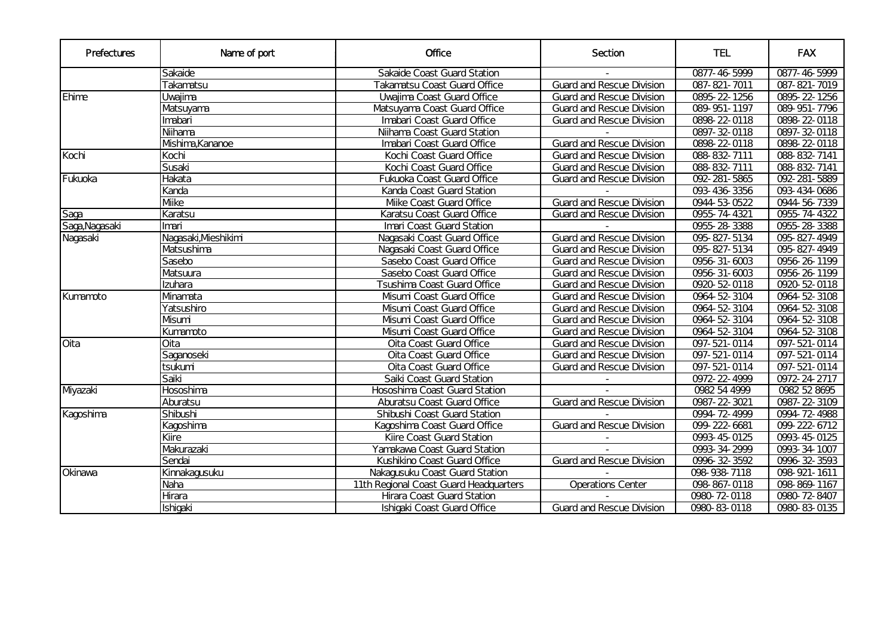| Prefectures | Name of port | Office | Section | TEL | FAX |
|---|---|---|---|---|---|
| | Sakaide | Sakaide Coast Guard Station | - | 0877-46-5999 | 0877-46-5999 |
| | Takamatsu | Takamatsu Coast Guard Office | Guard and Rescue Division | 087-821-7011 | 087-821-7019 |
| Ehime | Uwajima | Uwajima Coast Guard Office | Guard and Rescue Division | 0895-22-1256 | 0895-22-1256 |
| | Matsuyama | Matsuyama Coast Guard Office | Guard and Rescue Division | 089-951-1197 | 089-951-7796 |
| | Imabari | Imabari Coast Guard Office | Guard and Rescue Division | 0898-22-0118 | 0898-22-0118 |
| | Niihama | Niihama Coast Guard Station | - | 0897-32-0118 | 0897-32-0118 |
| | Mishima,Kananoe | Imabari Coast Guard Office | Guard and Rescue Division | 0898-22-0118 | 0898-22-0118 |
| Kochi | Kochi | Kochi Coast Guard Office | Guard and Rescue Division | 088-832-7111 | 088-832-7141 |
| | Susaki | Kochi Coast Guard Office | Guard and Rescue Division | 088-832-7111 | 088-832-7141 |
| Fukuoka | Hakata | Fukuoka Coast Guard Office | Guard and Rescue Division | 092-281-5865 | 092-281-5889 |
| | Kanda | Kanda Coast Guard Station | - | 093-436-3356 | 093-434-0686 |
| | Miike | Miike Coast Guard Office | Guard and Rescue Division | 0944-53-0522 | 0944-56-7339 |
| Saga | Karatsu | Karatsu Coast Guard Office | Guard and Rescue Division | 0955-74-4321 | 0955-74-4322 |
| Saga,Nagasaki | Imari | Imari Coast Guard Station | - | 0955-28-3388 | 0955-28-3388 |
| Nagasaki | Nagasaki,Mieshikimi | Nagasaki Coast Guard Office | Guard and Rescue Division | 095-827-5134 | 095-827-4949 |
| | Matsushima | Nagasaki Coast Guard Office | Guard and Rescue Division | 095-827-5134 | 095-827-4949 |
| | Sasebo | Sasebo Coast Guard Office | Guard and Rescue Division | 0956-31-6003 | 0956-26-1199 |
| | Matsuura | Sasebo Coast Guard Office | Guard and Rescue Division | 0956-31-6003 | 0956-26-1199 |
| | Izuhara | Tsushima Coast Guard Office | Guard and Rescue Division | 0920-52-0118 | 0920-52-0118 |
| Kumamoto | Minamata | Misumi Coast Guard Office | Guard and Rescue Division | 0964-52-3104 | 0964-52-3108 |
| | Yatsushiro | Misumi Coast Guard Office | Guard and Rescue Division | 0964-52-3104 | 0964-52-3108 |
| | Misumi | Misumi Coast Guard Office | Guard and Rescue Division | 0964-52-3104 | 0964-52-3108 |
| | Kumamoto | Misumi Coast Guard Office | Guard and Rescue Division | 0964-52-3104 | 0964-52-3108 |
| Oita | Oita | Oita Coast Guard Office | Guard and Rescue Division | 097-521-0114 | 097-521-0114 |
| | Saganoseki | Oita Coast Guard Office | Guard and Rescue Division | 097-521-0114 | 097-521-0114 |
| | tsukumi | Oita Coast Guard Office | Guard and Rescue Division | 097-521-0114 | 097-521-0114 |
| | Saiki | Saiki Coast Guard Station | - | 0972-22-4999 | 0972-24-2717 |
| Miyazaki | Hososhima | Hososhima Coast Guard Station | - | 0982 54 4999 | 0982 52 8695 |
| | Aburatsu | Aburatsu Coast Guard Office | Guard and Rescue Division | 0987-22-3021 | 0987-22-3109 |
| Kagoshima | Shibushi | Shibushi Coast Guard Station | - | 0994-72-4999 | 0994-72-4988 |
| | Kagoshima | Kagoshima Coast Guard Office | Guard and Rescue Division | 099-222-6681 | 099-222-6712 |
| | Kiire | Kiire Coast Guard Station | - | 0993-45-0125 | 0993-45-0125 |
| | Makurazaki | Yamakawa Coast Guard Station | - | 0993-34-2999 | 0993-34-1007 |
| | Sendai | Kushikino Coast Guard Office | Guard and Rescue Division | 0996-32-3592 | 0996-32-3593 |
| Okinawa | Kinnakagusuku | Nakagusuku Coast Guard Station | - | 098-938-7118 | 098-921-1611 |
| | Naha | 11th Regional Coast Guard Headquarters | Operations Center | 098-867-0118 | 098-869-1167 |
| | Hirara | Hirara Coast Guard Station | - | 0980-72-0118 | 0980-72-8407 |
| | Ishigaki | Ishigaki Coast Guard Office | Guard and Rescue Division | 0980-83-0118 | 0980-83-0135 |